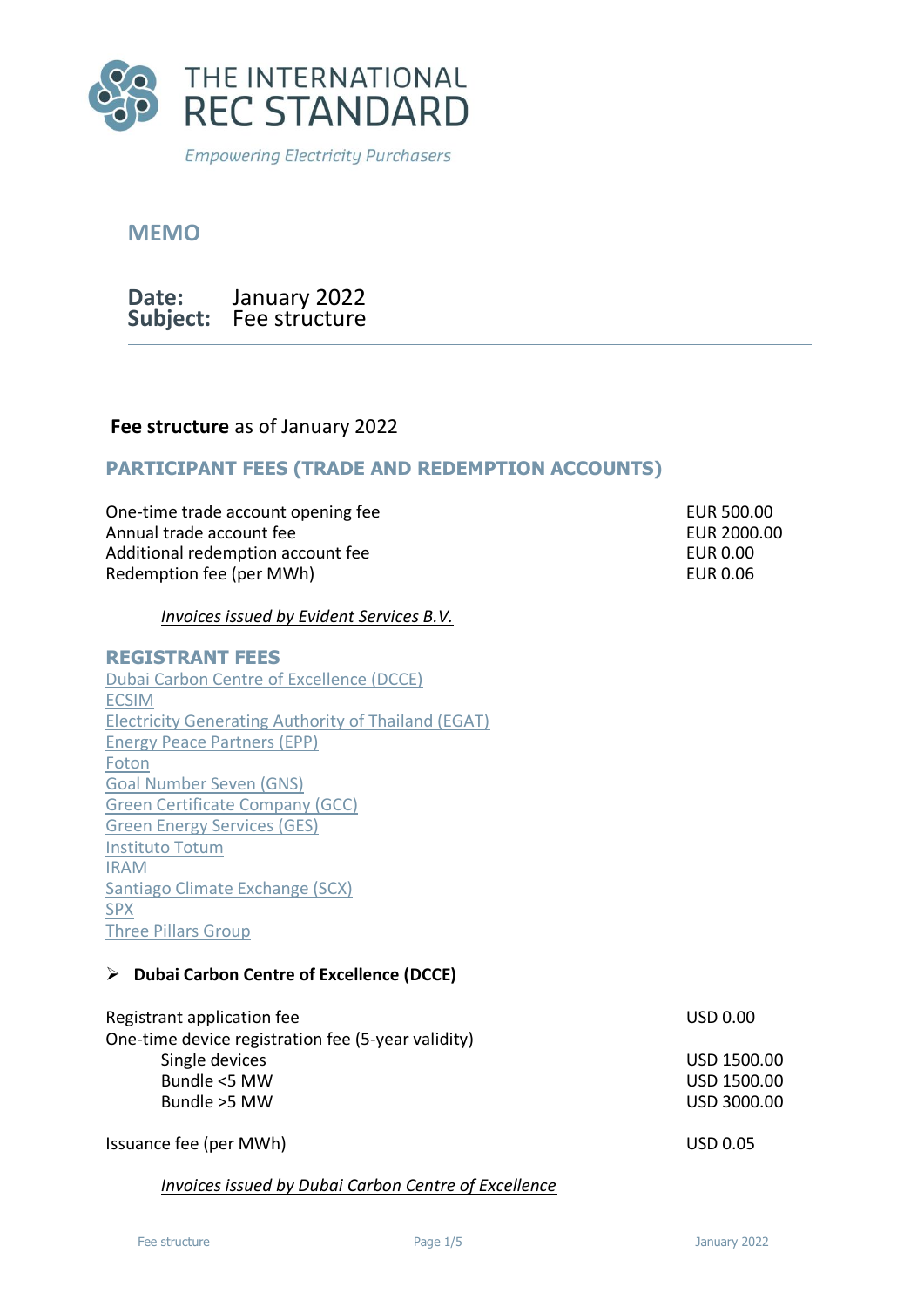# THE INTERNATIONAL REC STANDARD

*Empowering Electricity Purchasers*

## MEMO

**Date:** January 2022
**Subject:** Fee structure

---

**Fee structure** as of January 2022

## PARTICIPANT FEES (TRADE AND REDEMPTION ACCOUNTS)

| | |
|---|---|
| One-time trade account opening fee | EUR 500.00 |
| Annual trade account fee | EUR 2000.00 |
| Additional redemption account fee | EUR 0.00 |
| Redemption fee (per MWh) | EUR 0.06 |

*Invoices issued by Evident Services B.V.*

## REGISTRANT FEES

- Dubai Carbon Centre of Excellence (DCCE)
- ECSIM
- Electricity Generating Authority of Thailand (EGAT)
- Energy Peace Partners (EPP)
- Foton
- Goal Number Seven (GNS)
- Green Certificate Company (GCC)
- Green Energy Services (GES)
- Instituto Totum
- IRAM
- Santiago Climate Exchange (SCX)
- SPX
- Three Pillars Group

### Dubai Carbon Centre of Excellence (DCCE)

| | |
|---|---|
| Registrant application fee | USD 0.00 |
| One-time device registration fee (5-year validity) | |
| Single devices | USD 1500.00 |
| Bundle <5 MW | USD 1500.00 |
| Bundle >5 MW | USD 3000.00 |
| Issuance fee (per MWh) | USD 0.05 |

*Invoices issued by Dubai Carbon Centre of Excellence*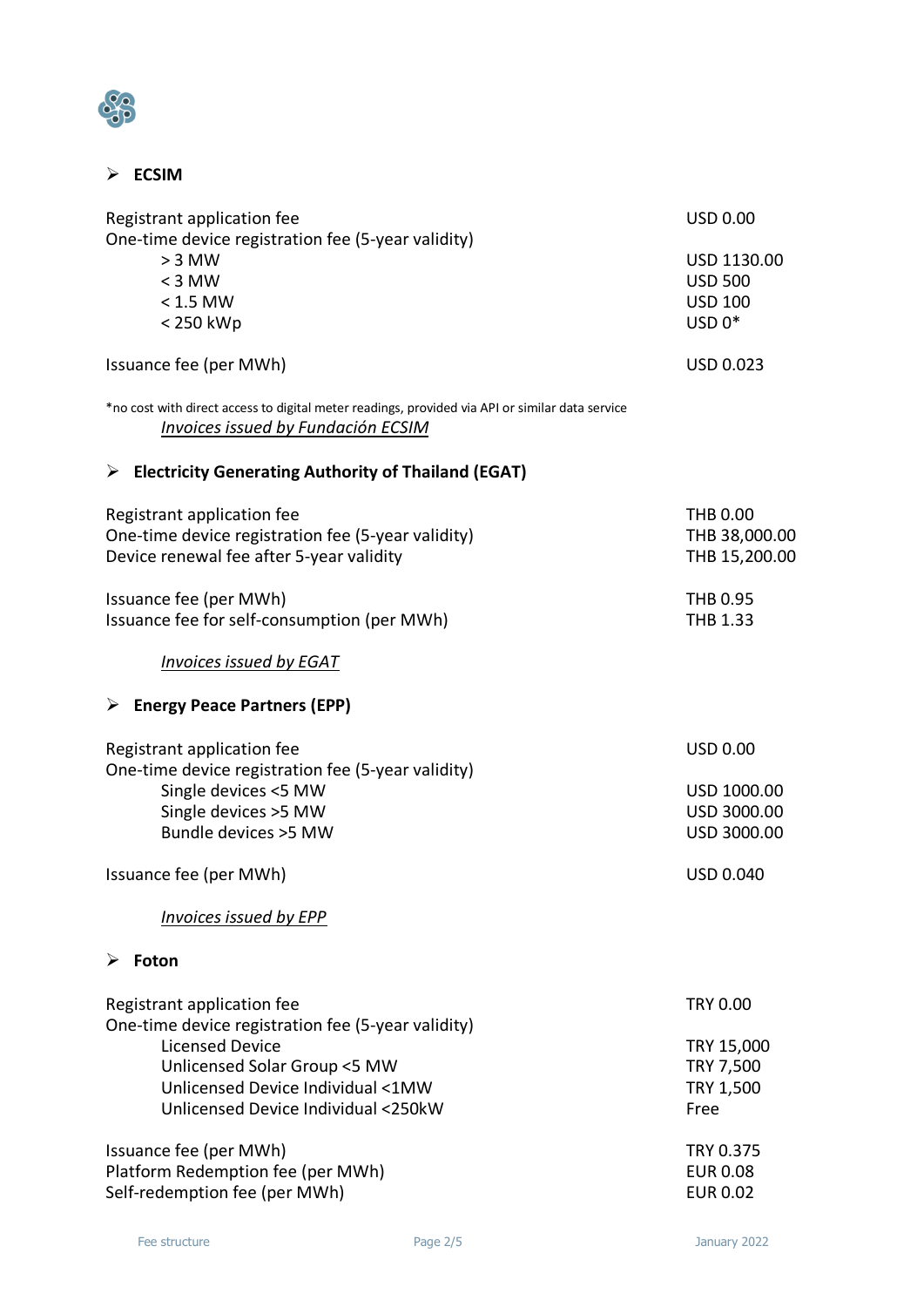## ECSIM

| | |
|---|---|
| Registrant application fee | USD 0.00 |
| One-time device registration fee (5-year validity) | |
| > 3 MW | USD 1130.00 |
| < 3 MW | USD 500 |
| < 1.5 MW | USD 100 |
| < 250 kWp | USD 0* |
| Issuance fee (per MWh) | USD 0.023 |

*no cost with direct access to digital meter readings, provided via API or similar data service

*Invoices issued by Fundación ECSIM*

## Electricity Generating Authority of Thailand (EGAT)

| | |
|---|---|
| Registrant application fee | THB 0.00 |
| One-time device registration fee (5-year validity) | THB 38,000.00 |
| Device renewal fee after 5-year validity | THB 15,200.00 |
| Issuance fee (per MWh) | THB 0.95 |
| Issuance fee for self-consumption (per MWh) | THB 1.33 |

*Invoices issued by EGAT*

## Energy Peace Partners (EPP)

| | |
|---|---|
| Registrant application fee | USD 0.00 |
| One-time device registration fee (5-year validity) | |
| Single devices <5 MW | USD 1000.00 |
| Single devices >5 MW | USD 3000.00 |
| Bundle devices >5 MW | USD 3000.00 |
| Issuance fee (per MWh) | USD 0.040 |

*Invoices issued by EPP*

## Foton

| | |
|---|---|
| Registrant application fee | TRY 0.00 |
| One-time device registration fee (5-year validity) | |
| Licensed Device | TRY 15,000 |
| Unlicensed Solar Group <5 MW | TRY 7,500 |
| Unlicensed Device Individual <1MW | TRY 1,500 |
| Unlicensed Device Individual <250kW | Free |
| Issuance fee (per MWh) | TRY 0.375 |
| Platform Redemption fee (per MWh) | EUR 0.08 |
| Self-redemption fee (per MWh) | EUR 0.02 |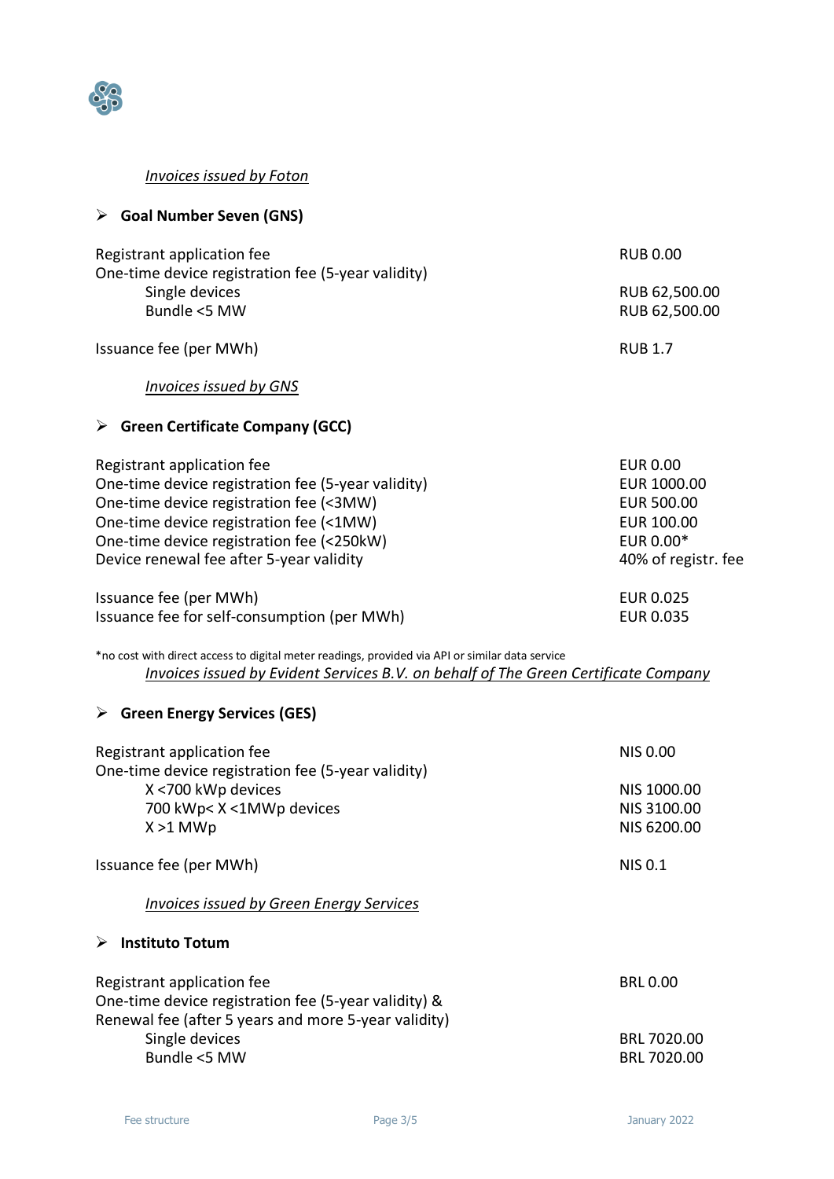*Invoices issued by Foton*

- **Goal Number Seven (GNS)**

| | |
|---|---|
| Registrant application fee | RUB 0.00 |
| One-time device registration fee (5-year validity) | |
| Single devices | RUB 62,500.00 |
| Bundle <5 MW | RUB 62,500.00 |
| Issuance fee (per MWh) | RUB 1.7 |

*Invoices issued by GNS*

- **Green Certificate Company (GCC)**

| | |
|---|---|
| Registrant application fee | EUR 0.00 |
| One-time device registration fee (5-year validity) | EUR 1000.00 |
| One-time device registration fee (<3MW) | EUR 500.00 |
| One-time device registration fee (<1MW) | EUR 100.00 |
| One-time device registration fee (<250kW) | EUR 0.00* |
| Device renewal fee after 5-year validity | 40% of registr. fee |
| Issuance fee (per MWh) | EUR 0.025 |
| Issuance fee for self-consumption (per MWh) | EUR 0.035 |

*no cost with direct access to digital meter readings, provided via API or similar data service

*Invoices issued by Evident Services B.V. on behalf of The Green Certificate Company*

- **Green Energy Services (GES)**

| | |
|---|---|
| Registrant application fee | NIS 0.00 |
| One-time device registration fee (5-year validity) | |
| X <700 kWp devices | NIS 1000.00 |
| 700 kWp< X <1MWp devices | NIS 3100.00 |
| X >1 MWp | NIS 6200.00 |
| Issuance fee (per MWh) | NIS 0.1 |

*Invoices issued by Green Energy Services*

- **Instituto Totum**

| | |
|---|---|
| Registrant application fee | BRL 0.00 |
| One-time device registration fee (5-year validity) & Renewal fee (after 5 years and more 5-year validity) | |
| Single devices | BRL 7020.00 |
| Bundle <5 MW | BRL 7020.00 |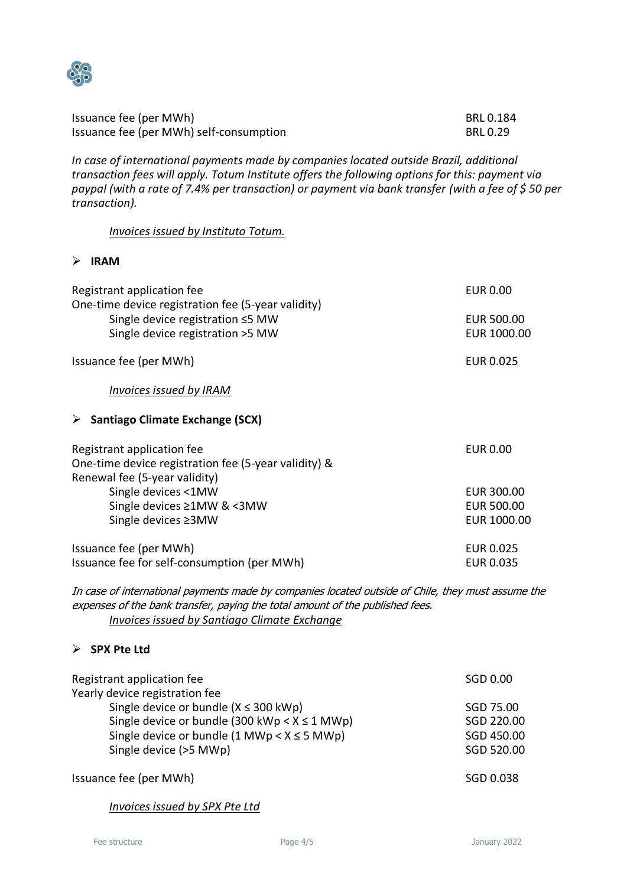| | |
|---|---|
| Issuance fee (per MWh) | BRL 0.184 |
| Issuance fee (per MWh) self-consumption | BRL 0.29 |

*In case of international payments made by companies located outside Brazil, additional transaction fees will apply. Totum Institute offers the following options for this: payment via paypal (with a rate of 7.4% per transaction) or payment via bank transfer (with a fee of $ 50 per transaction).*

*Invoices issued by Instituto Totum.*

- **IRAM**

| | |
|---|---|
| Registrant application fee | EUR 0.00 |
| One-time device registration fee (5-year validity) | |
| Single device registration ≤5 MW | EUR 500.00 |
| Single device registration >5 MW | EUR 1000.00 |
| Issuance fee (per MWh) | EUR 0.025 |

*Invoices issued by IRAM*

- **Santiago Climate Exchange (SCX)**

| | |
|---|---|
| Registrant application fee | EUR 0.00 |
| One-time device registration fee (5-year validity) & Renewal fee (5-year validity) | |
| Single devices <1MW | EUR 300.00 |
| Single devices ≥1MW & <3MW | EUR 500.00 |
| Single devices ≥3MW | EUR 1000.00 |
| Issuance fee (per MWh) | EUR 0.025 |
| Issuance fee for self-consumption (per MWh) | EUR 0.035 |

*In case of international payments made by companies located outside of Chile, they must assume the expenses of the bank transfer, paying the total amount of the published fees.*

*Invoices issued by Santiago Climate Exchange*

- **SPX Pte Ltd**

| | |
|---|---|
| Registrant application fee | SGD 0.00 |
| Yearly device registration fee | |
| Single device or bundle (X ≤ 300 kWp) | SGD 75.00 |
| Single device or bundle (300 kWp < X ≤ 1 MWp) | SGD 220.00 |
| Single device or bundle (1 MWp < X ≤ 5 MWp) | SGD 450.00 |
| Single device (>5 MWp) | SGD 520.00 |
| Issuance fee (per MWh) | SGD 0.038 |

*Invoices issued by SPX Pte Ltd*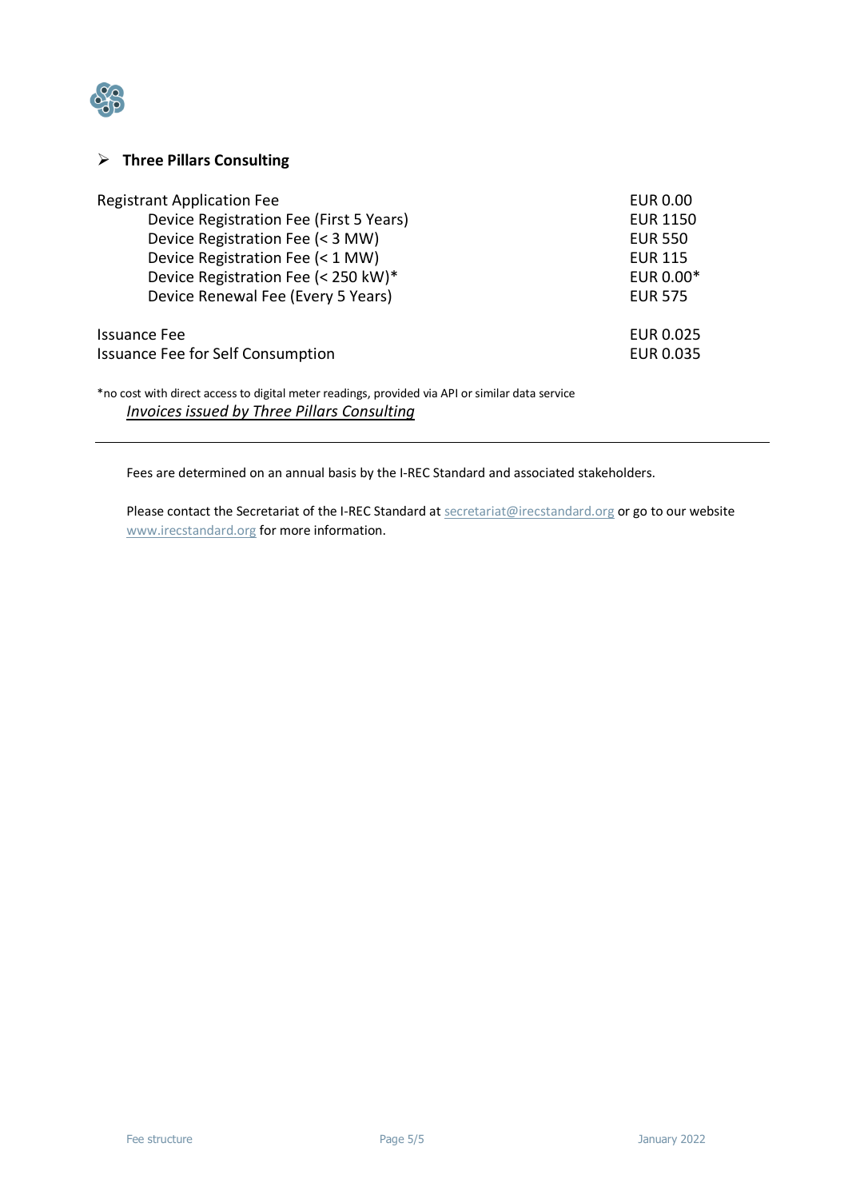- **Three Pillars Consulting**

| | |
|---|---|
| Registrant Application Fee | EUR 0.00 |
| Device Registration Fee (First 5 Years) | EUR 1150 |
| Device Registration Fee (< 3 MW) | EUR 550 |
| Device Registration Fee (< 1 MW) | EUR 115 |
| Device Registration Fee (< 250 kW)* | EUR 0.00* |
| Device Renewal Fee (Every 5 Years) | EUR 575 |
| Issuance Fee | EUR 0.025 |
| Issuance Fee for Self Consumption | EUR 0.035 |

*no cost with direct access to digital meter readings, provided via API or similar data service

*Invoices issued by Three Pillars Consulting*

---

Fees are determined on an annual basis by the I-REC Standard and associated stakeholders.

Please contact the Secretariat of the I-REC Standard at secretariat@irecstandard.org or go to our website www.irecstandard.org for more information.